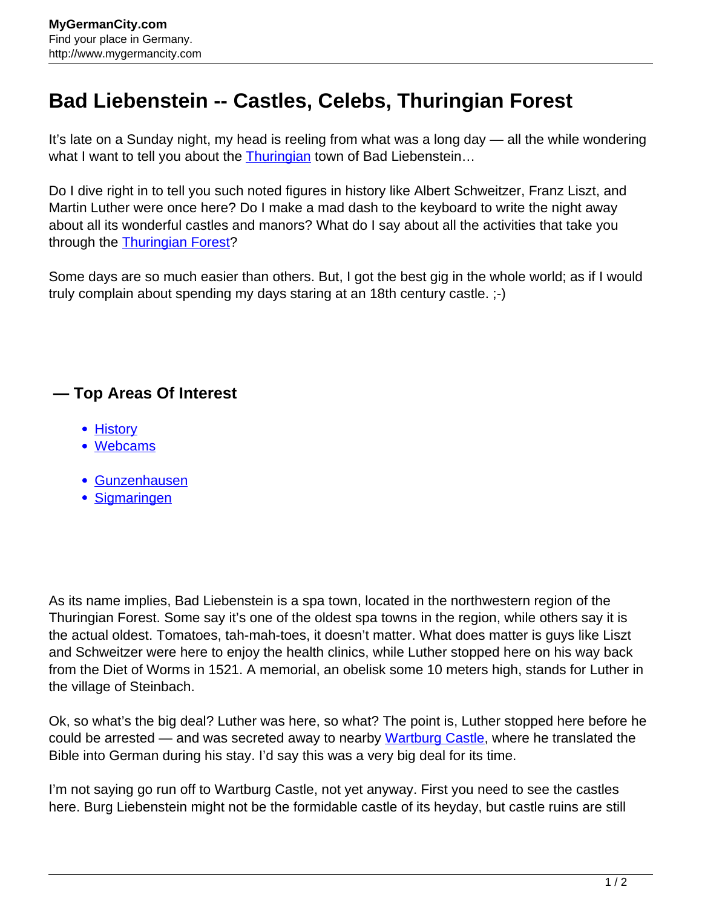# Bad Liebenstein -- Castles, Celebs, Thuringian Forest

It's late on a Sunday night, my head is reeling from what was a long day — all the while wondering what I want to tell you about the Thuringian town of Bad Liebenstein…

Do I dive right in to tell you such noted figures in history like Albert Schweitzer, Franz Liszt, and Martin Luther were once here? Do I make a mad dash to the keyboard to write the night away about all its wonderful castles and manors? What do I say about all the activities that take you through the Thuringian Forest?

Some days are so much easier than others. But, I got the best gig in the whole world; as if I would truly complain about spending my days staring at an 18th century castle. ;-)

### — Top Areas Of Interest

- History
- Webcams

- Gunzenhausen
- Sigmaringen

As its name implies, Bad Liebenstein is a spa town, located in the northwestern region of the Thuringian Forest. Some say it's one of the oldest spa towns in the region, while others say it is the actual oldest. Tomatoes, tah-mah-toes, it doesn't matter. What does matter is guys like Liszt and Schweitzer were here to enjoy the health clinics, while Luther stopped here on his way back from the Diet of Worms in 1521. A memorial, an obelisk some 10 meters high, stands for Luther in the village of Steinbach.

Ok, so what's the big deal? Luther was here, so what? The point is, Luther stopped here before he could be arrested — and was secreted away to nearby Wartburg Castle, where he translated the Bible into German during his stay. I'd say this was a very big deal for its time.

I'm not saying go run off to Wartburg Castle, not yet anyway. First you need to see the castles here. Burg Liebenstein might not be the formidable castle of its heyday, but castle ruins are still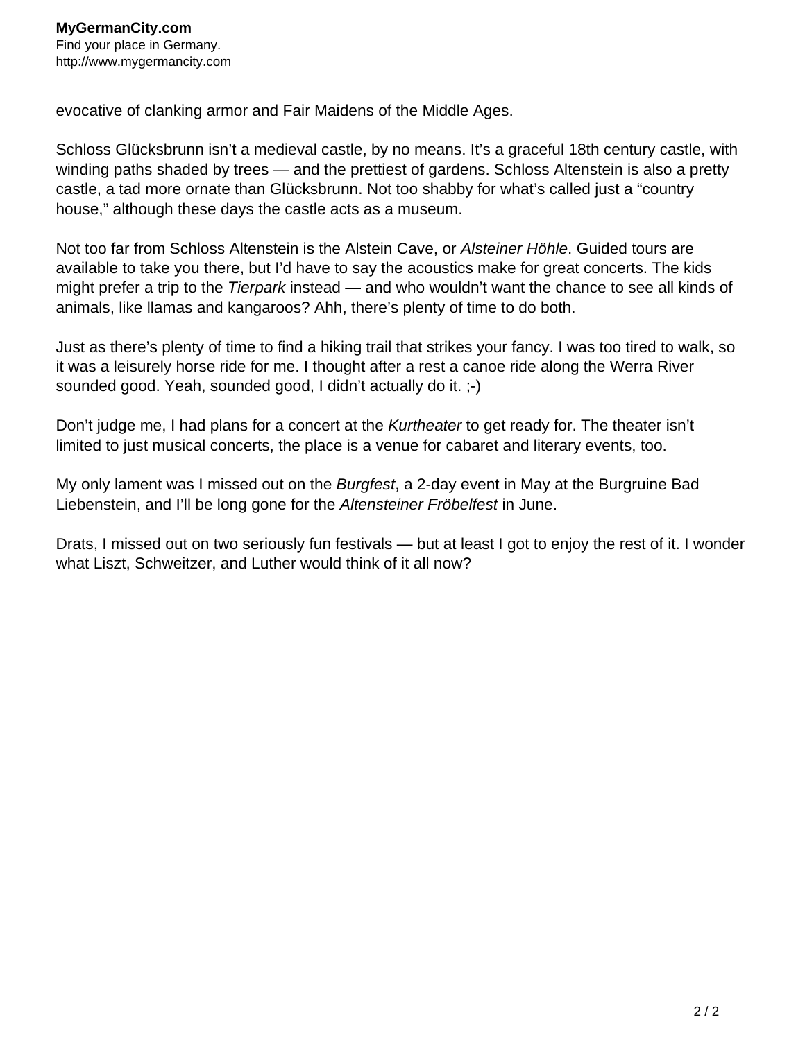evocative of clanking armor and Fair Maidens of the Middle Ages.

Schloss Glücksbrunn isn't a medieval castle, by no means. It's a graceful 18th century castle, with winding paths shaded by trees — and the prettiest of gardens. Schloss Altenstein is also a pretty castle, a tad more ornate than Glücksbrunn. Not too shabby for what's called just a "country house," although these days the castle acts as a museum.

Not too far from Schloss Altenstein is the Alstein Cave, or *Alsteiner Höhle*. Guided tours are available to take you there, but I'd have to say the acoustics make for great concerts. The kids might prefer a trip to the *Tierpark* instead — and who wouldn't want the chance to see all kinds of animals, like llamas and kangaroos? Ahh, there's plenty of time to do both.

Just as there's plenty of time to find a hiking trail that strikes your fancy. I was too tired to walk, so it was a leisurely horse ride for me. I thought after a rest a canoe ride along the Werra River sounded good. Yeah, sounded good, I didn't actually do it. ;-)

Don't judge me, I had plans for a concert at the *Kurtheater* to get ready for. The theater isn't limited to just musical concerts, the place is a venue for cabaret and literary events, too.

My only lament was I missed out on the *Burgfest*, a 2-day event in May at the Burgruine Bad Liebenstein, and I'll be long gone for the *Altensteiner Fröbelfest* in June.

Drats, I missed out on two seriously fun festivals — but at least I got to enjoy the rest of it. I wonder what Liszt, Schweitzer, and Luther would think of it all now?